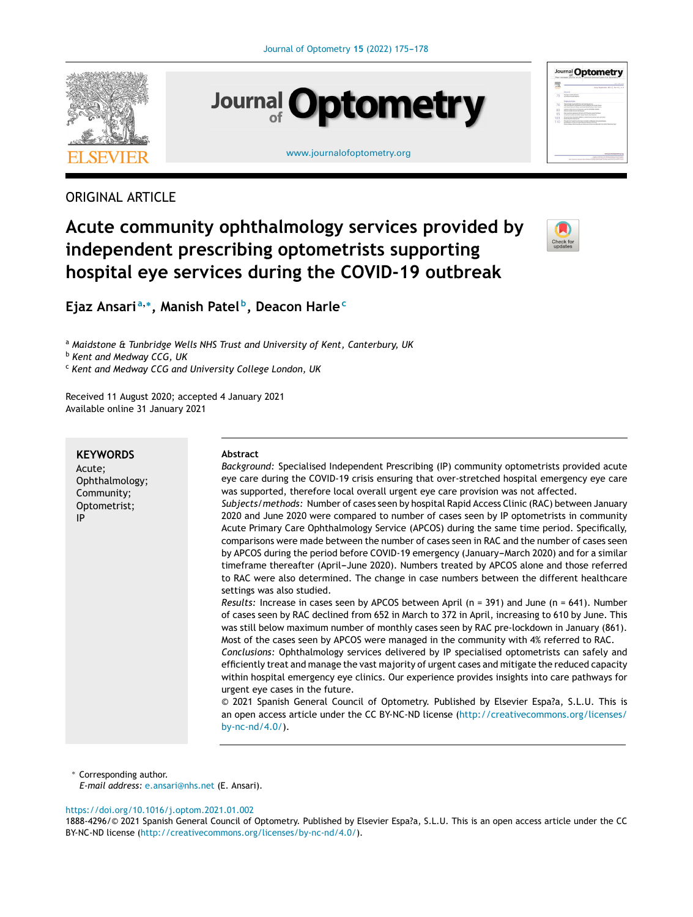ORIGINAL ARTICLE

# Acute community ophthalmology services provided by independent prescribing optometrists supporting hospital eye services during the COVID-19 outbreak

**Ejaz Ansari**[a,*], **Manish Patel**[b], **Deacon Harle**[c]

[a] *Maidstone & Tunbridge Wells NHS Trust and University of Kent, Canterbury, UK*
[b] *Kent and Medway CCG, UK*
[c] *Kent and Medway CCG and University College London, UK*

Received 11 August 2020; accepted 4 January 2021
Available online 31 January 2021

**KEYWORDS**
Acute;
Ophthalmology;
Community;
Optometrist;
IP

**Abstract**

*Background:* Specialised Independent Prescribing (IP) community optometrists provided acute eye care during the COVID-19 crisis ensuring that over-stretched hospital emergency eye care was supported, therefore local overall urgent eye care provision was not affected.

*Subjects/methods:* Number of cases seen by hospital Rapid Access Clinic (RAC) between January 2020 and June 2020 were compared to number of cases seen by IP optometrists in community Acute Primary Care Ophthalmology Service (APCOS) during the same time period. Specifically, comparisons were made between the number of cases seen in RAC and the number of cases seen by APCOS during the period before COVID-19 emergency (January–March 2020) and for a similar timeframe thereafter (April–June 2020). Numbers treated by APCOS alone and those referred to RAC were also determined. The change in case numbers between the different healthcare settings was also studied.

*Results:* Increase in cases seen by APCOS between April (n = 391) and June (n = 641). Number of cases seen by RAC declined from 652 in March to 372 in April, increasing to 610 by June. This was still below maximum number of monthly cases seen by RAC pre-lockdown in January (861). Most of the cases seen by APCOS were managed in the community with 4% referred to RAC.

*Conclusions:* Ophthalmology services delivered by IP specialised optometrists can safely and efficiently treat and manage the vast majority of urgent cases and mitigate the reduced capacity within hospital emergency eye clinics. Our experience provides insights into care pathways for urgent eye cases in the future.

© 2021 Spanish General Council of Optometry. Published by Elsevier Espa?a, S.L.U. This is an open access article under the CC BY-NC-ND license (http://creativecommons.org/licenses/by-nc-nd/4.0/).

\* Corresponding author.
*E-mail address:* e.ansari@nhs.net (E. Ansari).

https://doi.org/10.1016/j.optom.2021.01.002
1888-4296/© 2021 Spanish General Council of Optometry. Published by Elsevier Espa?a, S.L.U. This is an open access article under the CC BY-NC-ND license (http://creativecommons.org/licenses/by-nc-nd/4.0/).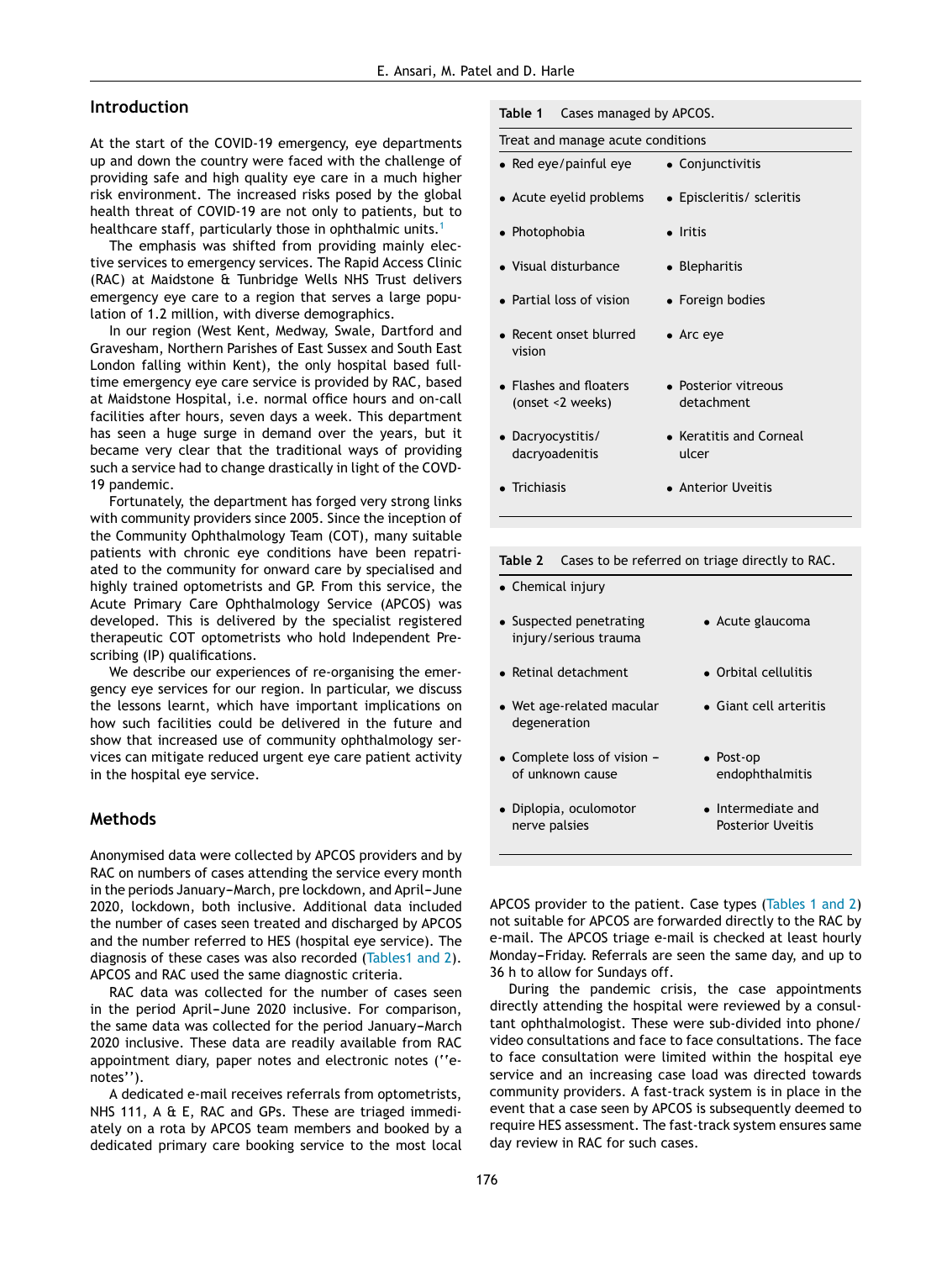## Introduction

At the start of the COVID-19 emergency, eye departments up and down the country were faced with the challenge of providing safe and high quality eye care in a much higher risk environment. The increased risks posed by the global health threat of COVID-19 are not only to patients, but to healthcare staff, particularly those in ophthalmic units.[1]

The emphasis was shifted from providing mainly elective services to emergency services. The Rapid Access Clinic (RAC) at Maidstone & Tunbridge Wells NHS Trust delivers emergency eye care to a region that serves a large population of 1.2 million, with diverse demographics.

In our region (West Kent, Medway, Swale, Dartford and Gravesham, Northern Parishes of East Sussex and South East London falling within Kent), the only hospital based full-time emergency eye care service is provided by RAC, based at Maidstone Hospital, i.e. normal office hours and on-call facilities after hours, seven days a week. This department has seen a huge surge in demand over the years, but it became very clear that the traditional ways of providing such a service had to change drastically in light of the COVD-19 pandemic.

Fortunately, the department has forged very strong links with community providers since 2005. Since the inception of the Community Ophthalmology Team (COT), many suitable patients with chronic eye conditions have been repatriated to the community for onward care by specialised and highly trained optometrists and GP. From this service, the Acute Primary Care Ophthalmology Service (APCOS) was developed. This is delivered by the specialist registered therapeutic COT optometrists who hold Independent Prescribing (IP) qualifications.

We describe our experiences of re-organising the emergency eye services for our region. In particular, we discuss the lessons learnt, which have important implications on how such facilities could be delivered in the future and show that increased use of community ophthalmology services can mitigate reduced urgent eye care patient activity in the hospital eye service.

## Methods

Anonymised data were collected by APCOS providers and by RAC on numbers of cases attending the service every month in the periods January–March, pre lockdown, and April–June 2020, lockdown, both inclusive. Additional data included the number of cases seen treated and discharged by APCOS and the number referred to HES (hospital eye service). The diagnosis of these cases was also recorded (Tables1 and 2). APCOS and RAC used the same diagnostic criteria.

RAC data was collected for the number of cases seen in the period April–June 2020 inclusive. For comparison, the same data was collected for the period January–March 2020 inclusive. These data are readily available from RAC appointment diary, paper notes and electronic notes (''e-notes'').

A dedicated e-mail receives referrals from optometrists, NHS 111, A & E, RAC and GPs. These are triaged immediately on a rota by APCOS team members and booked by a dedicated primary care booking service to the most local APCOS provider to the patient. Case types (Tables 1 and 2) not suitable for APCOS are forwarded directly to the RAC by e-mail. The APCOS triage e-mail is checked at least hourly Monday–Friday. Referrals are seen the same day, and up to 36 h to allow for Sundays off.

During the pandemic crisis, the case appointments directly attending the hospital were reviewed by a consultant ophthalmologist. These were sub-divided into phone/video consultations and face to face consultations. The face to face consultation were limited within the hospital eye service and an increasing case load was directed towards community providers. A fast-track system is in place in the event that a case seen by APCOS is subsequently deemed to require HES assessment. The fast-track system ensures same day review in RAC for such cases.

**Table 1** Cases managed by APCOS.

| Treat and manage acute conditions | |
|---|---|
| • Red eye/painful eye | • Conjunctivitis |
| • Acute eyelid problems | • Episcleritis/ scleritis |
| • Photophobia | • Iritis |
| • Visual disturbance | • Blepharitis |
| • Partial loss of vision | • Foreign bodies |
| • Recent onset blurred vision | • Arc eye |
| • Flashes and floaters (onset <2 weeks) | • Posterior vitreous detachment |
| • Dacryocystitis/ dacryoadenitis | • Keratitis and Corneal ulcer |
| • Trichiasis | • Anterior Uveitis |

**Table 2** Cases to be referred on triage directly to RAC.

| | |
|---|---|
| • Chemical injury | |
| • Suspected penetrating injury/serious trauma | • Acute glaucoma |
| • Retinal detachment | • Orbital cellulitis |
| • Wet age-related macular degeneration | • Giant cell arteritis |
| • Complete loss of vision – of unknown cause | • Post-op endophthalmitis |
| • Diplopia, oculomotor nerve palsies | • Intermediate and Posterior Uveitis |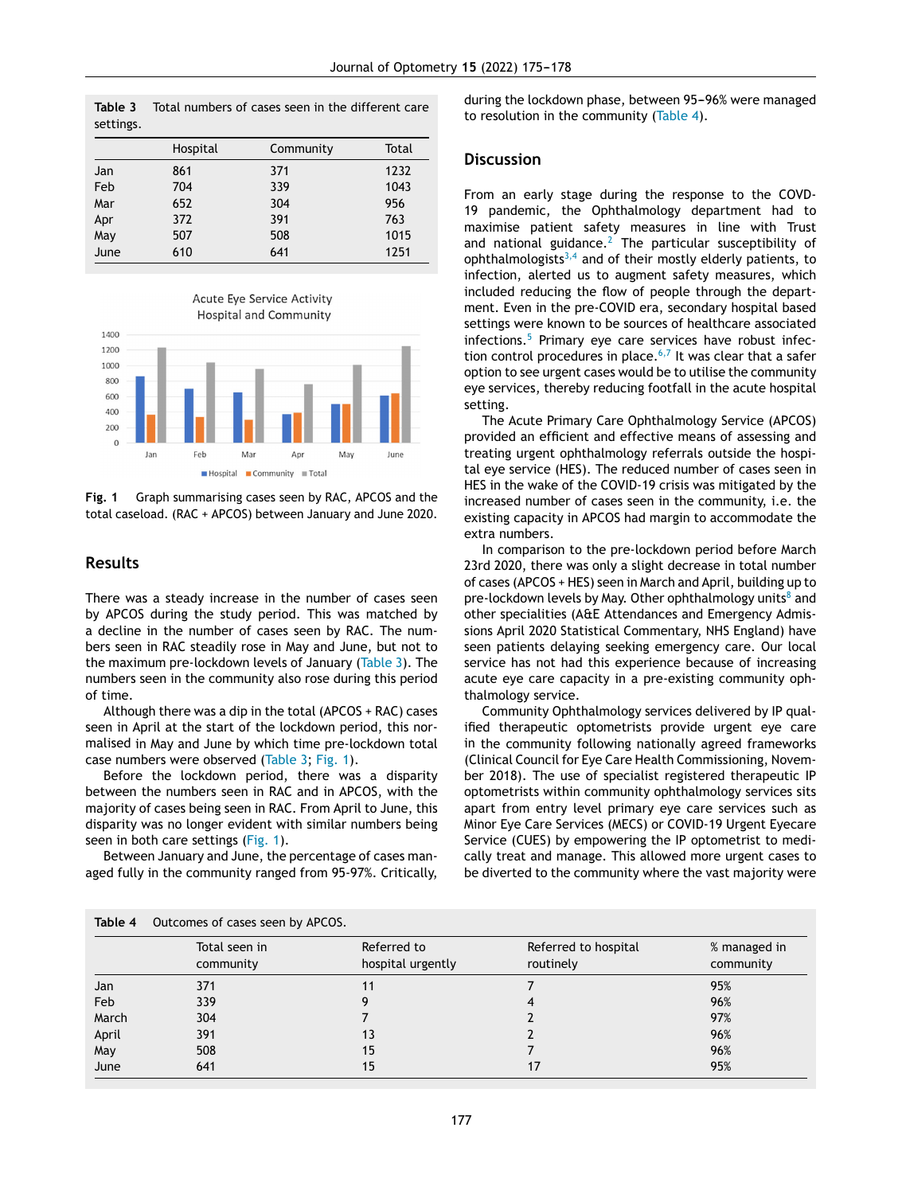**Table 3** Total numbers of cases seen in the different care settings.

| | Hospital | Community | Total |
|---|---|---|---|
| Jan | 861 | 371 | 1232 |
| Feb | 704 | 339 | 1043 |
| Mar | 652 | 304 | 956 |
| Apr | 372 | 391 | 763 |
| May | 507 | 508 | 1015 |
| June | 610 | 641 | 1251 |

**Fig. 1** Graph summarising cases seen by RAC, APCOS and the total caseload. (RAC + APCOS) between January and June 2020.

## Results

There was a steady increase in the number of cases seen by APCOS during the study period. This was matched by a decline in the number of cases seen by RAC. The numbers seen in RAC steadily rose in May and June, but not to the maximum pre-lockdown levels of January (Table 3). The numbers seen in the community also rose during this period of time.

Although there was a dip in the total (APCOS + RAC) cases seen in April at the start of the lockdown period, this normalised in May and June by which time pre-lockdown total case numbers were observed (Table 3; Fig. 1).

Before the lockdown period, there was a disparity between the numbers seen in RAC and in APCOS, with the majority of cases being seen in RAC. From April to June, this disparity was no longer evident with similar numbers being seen in both care settings (Fig. 1).

Between January and June, the percentage of cases managed fully in the community ranged from 95-97%. Critically, during the lockdown phase, between 95–96% were managed to resolution in the community (Table 4).

## Discussion

From an early stage during the response to the COVD-19 pandemic, the Ophthalmology department had to maximise patient safety measures in line with Trust and national guidance.[2] The particular susceptibility of ophthalmologists[3,4] and of their mostly elderly patients, to infection, alerted us to augment safety measures, which included reducing the flow of people through the department. Even in the pre-COVID era, secondary hospital based settings were known to be sources of healthcare associated infections.[5] Primary eye care services have robust infection control procedures in place.[6,7] It was clear that a safer option to see urgent cases would be to utilise the community eye services, thereby reducing footfall in the acute hospital setting.

The Acute Primary Care Ophthalmology Service (APCOS) provided an efficient and effective means of assessing and treating urgent ophthalmology referrals outside the hospital eye service (HES). The reduced number of cases seen in HES in the wake of the COVID-19 crisis was mitigated by the increased number of cases seen in the community, i.e. the existing capacity in APCOS had margin to accommodate the extra numbers.

In comparison to the pre-lockdown period before March 23rd 2020, there was only a slight decrease in the total number of cases (APCOS + HES) seen in March and April, building up to pre-lockdown levels by May. Other ophthalmology units[8] and other specialities (A&E Attendances and Emergency Admissions April 2020 Statistical Commentary, NHS England) have seen patients delaying seeking emergency care. Our local service has not had this experience because of increasing acute eye care capacity in a pre-existing community ophthalmology service.

Community Ophthalmology services delivered by IP qualified therapeutic optometrists provide urgent eye care in the community following nationally agreed frameworks (Clinical Council for Eye Care Health Commissioning, November 2018). The use of specialist registered therapeutic IP optometrists within community ophthalmology services sits apart from entry level primary eye care services such as Minor Eye Care Services (MECS) or COVID-19 Urgent Eyecare Service (CUES) by empowering the IP optometrist to medically treat and manage. This allowed more urgent cases to be diverted to the community where the vast majority were

**Table 4** Outcomes of cases seen by APCOS.

| | Total seen in community | Referred to hospital urgently | Referred to hospital routinely | % managed in community |
|---|---|---|---|---|
| Jan | 371 | 11 | 7 | 95% |
| Feb | 339 | 9 | 4 | 96% |
| March | 304 | 7 | 2 | 97% |
| April | 391 | 13 | 2 | 96% |
| May | 508 | 15 | 7 | 96% |
| June | 641 | 15 | 17 | 95% |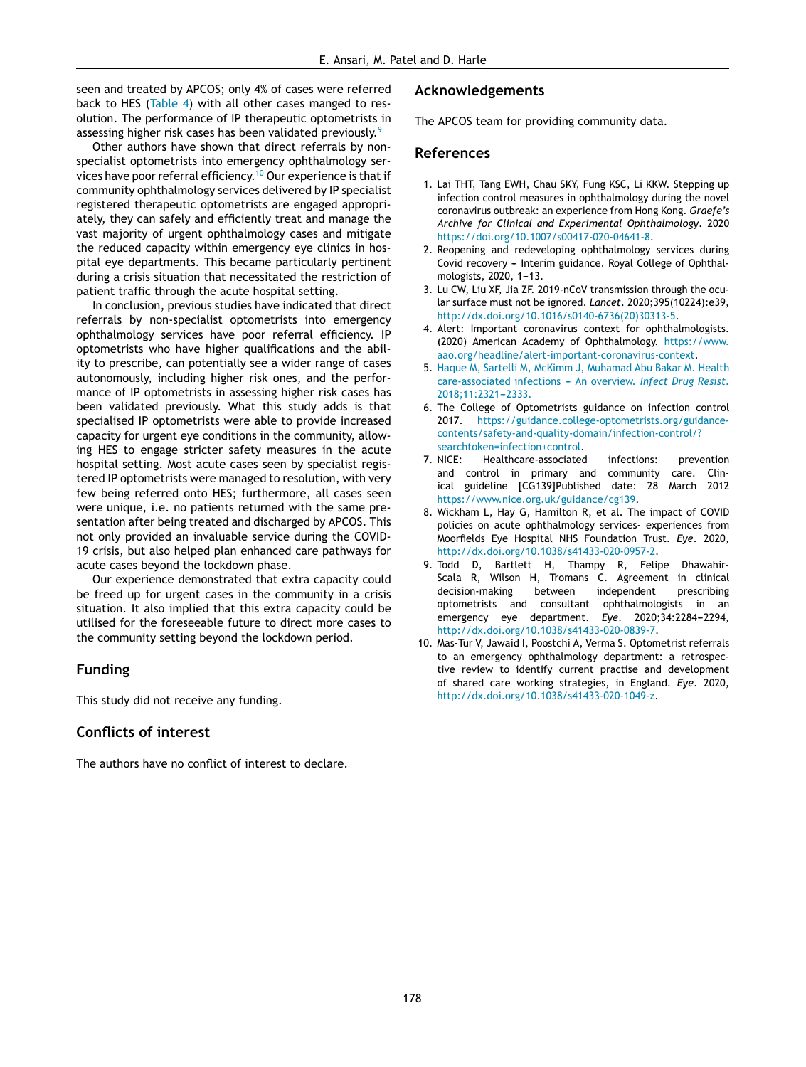seen and treated by APCOS; only 4% of cases were referred back to HES (Table 4) with all other cases manged to resolution. The performance of IP therapeutic optometrists in assessing higher risk cases has been validated previously.[9]

Other authors have shown that direct referrals by non-specialist optometrists into emergency ophthalmology services have poor referral efficiency.[10] Our experience is that if community ophthalmology services delivered by IP specialist registered therapeutic optometrists are engaged appropriately, they can safely and efficiently treat and manage the vast majority of urgent ophthalmology cases and mitigate the reduced capacity within emergency eye clinics in hospital eye departments. This became particularly pertinent during a crisis situation that necessitated the restriction of patient traffic through the acute hospital setting.

In conclusion, previous studies have indicated that direct referrals by non-specialist optometrists into emergency ophthalmology services have poor referral efficiency. IP optometrists who have higher qualifications and the ability to prescribe, can potentially see a wider range of cases autonomously, including higher risk ones, and the performance of IP optometrists in assessing higher risk cases has been validated previously. What this study adds is that specialised IP optometrists were able to provide increased capacity for urgent eye conditions in the community, allowing HES to engage stricter safety measures in the acute hospital setting. Most acute cases seen by specialist registered IP optometrists were managed to resolution, with very few being referred onto HES; furthermore, all cases seen were unique, i.e. no patients returned with the same presentation after being treated and discharged by APCOS. This not only provided an invaluable service during the COVID-19 crisis, but also helped plan enhanced care pathways for acute cases beyond the lockdown phase.

Our experience demonstrated that extra capacity could be freed up for urgent cases in the community in a crisis situation. It also implied that this extra capacity could be utilised for the foreseeable future to direct more cases to the community setting beyond the lockdown period.

## Funding

This study did not receive any funding.

## Conflicts of interest

The authors have no conflict of interest to declare.

## Acknowledgements

The APCOS team for providing community data.

## References

1. Lai THT, Tang EWH, Chau SKY, Fung KSC, Li KKW. Stepping up infection control measures in ophthalmology during the novel coronavirus outbreak: an experience from Hong Kong. *Graefe's Archive for Clinical and Experimental Ophthalmology*. 2020 https://doi.org/10.1007/s00417-020-04641-8.
2. Reopening and redeveloping ophthalmology services during Covid recovery – Interim guidance. Royal College of Ophthalmologists, 2020, 1–13.
3. Lu CW, Liu XF, Jia ZF. 2019-nCoV transmission through the ocular surface must not be ignored. *Lancet*. 2020;395(10224):e39, http://dx.doi.org/10.1016/s0140-6736(20)30313-5.
4. Alert: Important coronavirus context for ophthalmologists. (2020) American Academy of Ophthalmology. https://www.aao.org/headline/alert-important-coronavirus-context.
5. Haque M, Sartelli M, McKimm J, Muhamad Abu Bakar M. Health care-associated infections – An overview. *Infect Drug Resist*. 2018;11:2321–2333.
6. The College of Optometrists guidance on infection control 2017. https://guidance.college-optometrists.org/guidance-contents/safety-and-quality-domain/infection-control/?searchtoken=infection+control.
7. NICE: Healthcare-associated infections: prevention and control in primary and community care. Clinical guideline [CG139]Published date: 28 March 2012 https://www.nice.org.uk/guidance/cg139.
8. Wickham L, Hay G, Hamilton R, et al. The impact of COVID policies on acute ophthalmology services- experiences from Moorfields Eye Hospital NHS Foundation Trust. *Eye*. 2020, http://dx.doi.org/10.1038/s41433-020-0957-2.
9. Todd D, Bartlett H, Thampy R, Felipe Dhawahir-Scala R, Wilson H, Tromans C. Agreement in clinical decision-making between independent prescribing optometrists and consultant ophthalmologists in an emergency eye department. *Eye*. 2020;34:2284–2294, http://dx.doi.org/10.1038/s41433-020-0839-7.
10. Mas-Tur V, Jawaid I, Poostchi A, Verma S. Optometrist referrals to an emergency ophthalmology department: a retrospective review to identify current practise and development of shared care working strategies, in England. *Eye*. 2020, http://dx.doi.org/10.1038/s41433-020-1049-z.